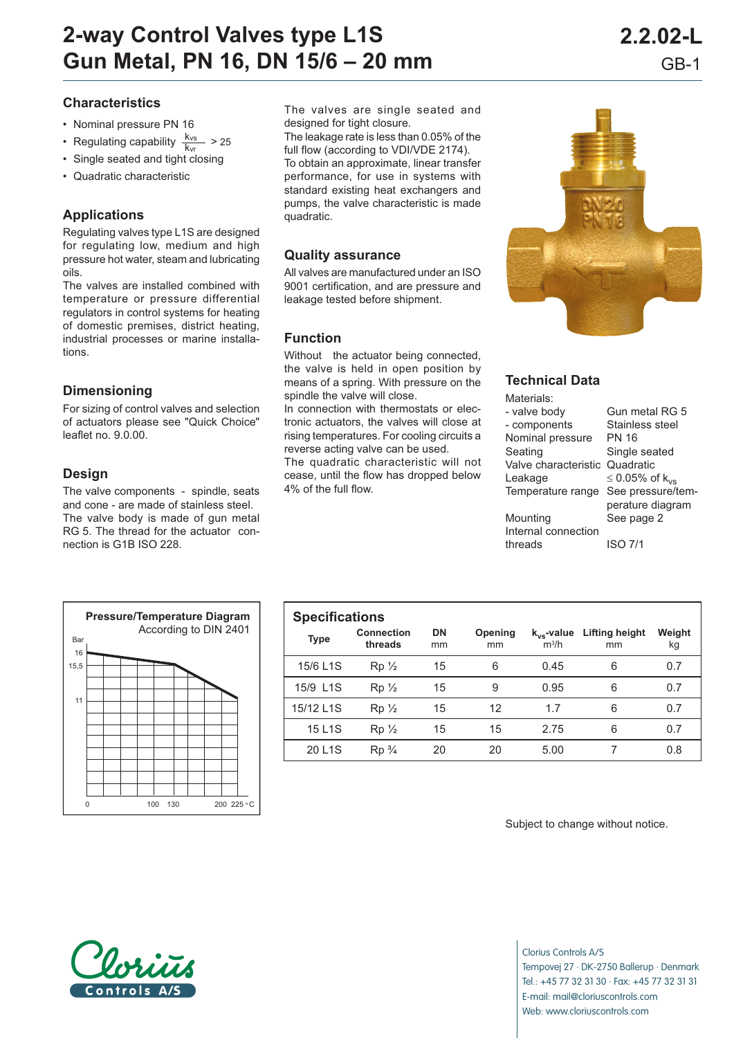# 2-way Control Valves type L1S
# Gun Metal, PN 16, DN 15/6 – 20 mm

2.2.02-L
GB-1

## Characteristics

- Nominal pressure PN 16
- Regulating capability $\frac{k_{vs}}{k_{vr}} > 25$
- Single seated and tight closing
- Quadratic characteristic

## Applications

Regulating valves type L1S are designed for regulating low, medium and high pressure hot water, steam and lubricating oils.
The valves are installed combined with temperature or pressure differential regulators in control systems for heating of domestic premises, district heating, industrial processes or marine installations.

## Dimensioning

For sizing of control valves and selection of actuators please see "Quick Choice" leaflet no. 9.0.00.

## Design

The valve components - spindle, seats and cone - are made of stainless steel. The valve body is made of gun metal RG 5. The thread for the actuator connection is G1B ISO 228.

The valves are single seated and designed for tight closure.
The leakage rate is less than 0.05% of the full flow (according to VDI/VDE 2174).
To obtain an approximate, linear transfer performance, for use in systems with standard existing heat exchangers and pumps, the valve characteristic is made quadratic.

## Quality assurance

All valves are manufactured under an ISO 9001 certification, and are pressure and leakage tested before shipment.

## Function

Without the actuator being connected, the valve is held in open position by means of a spring. With pressure on the spindle the valve will close.
In connection with thermostats or electronic actuators, the valves will close at rising temperatures. For cooling circuits a reverse acting valve can be used.
The quadratic characteristic will not cease, until the flow has dropped below 4% of the full flow.

## Technical Data

| | |
|---|---|
| Materials: | |
| - valve body | Gun metal RG 5 |
| - components | Stainless steel |
| Nominal pressure | PN 16 |
| Seating | Single seated |
| Valve characteristic | Quadratic |
| Leakage | ≤ 0.05% of $k_{vs}$ |
| Temperature range | See pressure/temperature diagram |
| Mounting | See page 2 |
| Internal connection threads | ISO 7/1 |

### Pressure/Temperature Diagram
According to DIN 2401

Bar: 16, 15,5, 11
°C: 0, 100, 130, 200, 225

## Specifications

| Type | Connection threads | DN mm | Opening mm | $k_{vs}$-value $m^3/h$ | Lifting height mm | Weight kg |
|---|---|---|---|---|---|---|
| 15/6 L1S | Rp ½ | 15 | 6 | 0.45 | 6 | 0.7 |
| 15/9 L1S | Rp ½ | 15 | 9 | 0.95 | 6 | 0.7 |
| 15/12 L1S | Rp ½ | 15 | 12 | 1.7 | 6 | 0.7 |
| 15 L1S | Rp ½ | 15 | 15 | 2.75 | 6 | 0.7 |
| 20 L1S | Rp ¾ | 20 | 20 | 5.00 | 7 | 0.8 |

Subject to change without notice.

Clorius Controls A/S
Tempovej 27 · DK-2750 Ballerup · Denmark
Tel.: +45 77 32 31 30 · Fax: +45 77 32 31 31
E-mail: mail@cloriuscontrols.com
Web: www.cloriuscontrols.com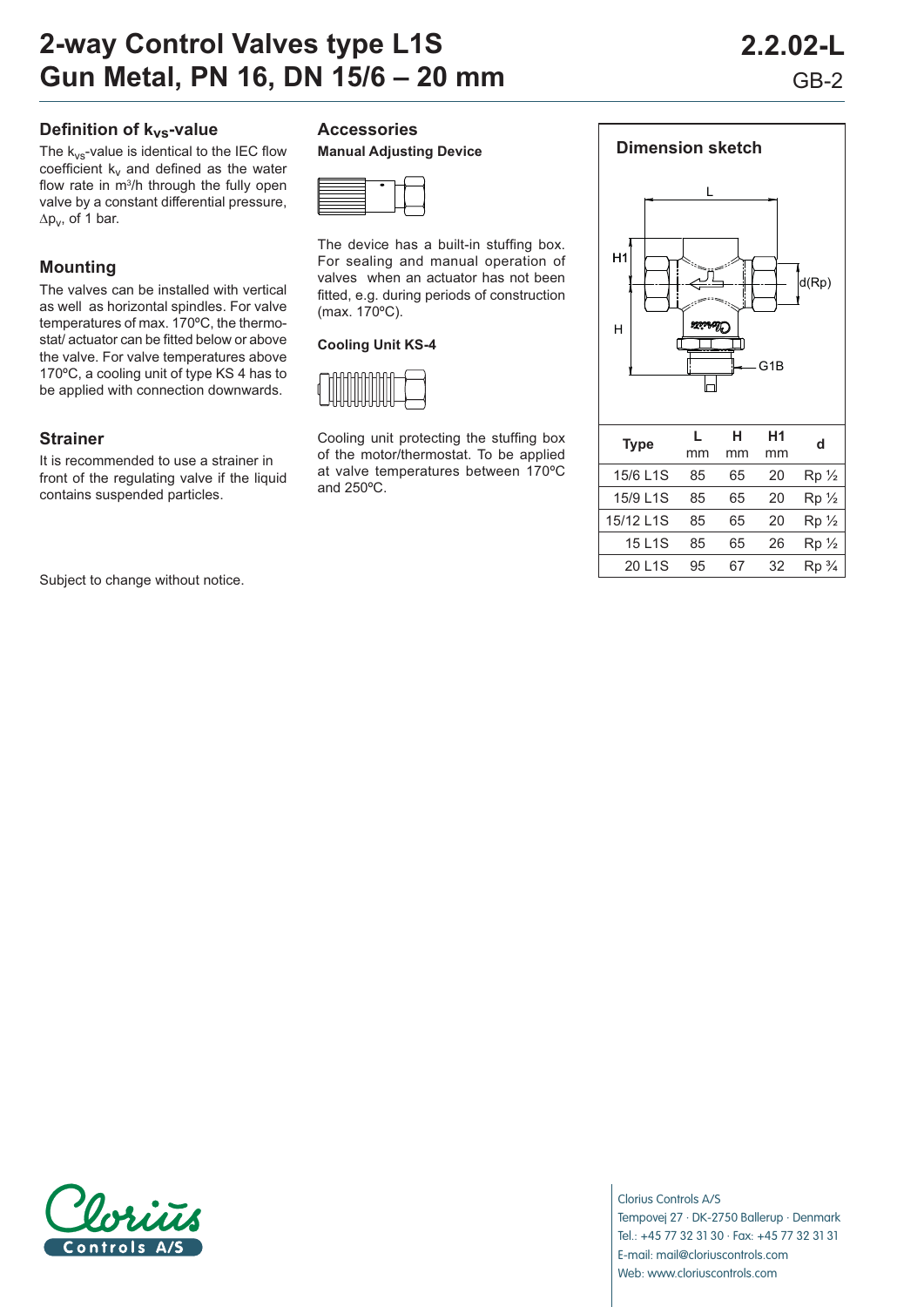// 2-way Control Valves type L1S
# Gun Metal, PN 16, DN 15/6 – 20 mm

2.2.02-L
GB-2

## Definition of $k_{vs}$-value

The $k_{vs}$-value is identical to the IEC flow coefficient $k_v$ and defined as the water flow rate in m³/h through the fully open valve by a constant differential pressure, $\Delta p_v$, of 1 bar.

## Mounting

The valves can be installed with vertical as well as horizontal spindles. For valve temperatures of max. 170ºC, the thermostat/ actuator can be fitted below or above the valve. For valve temperatures above 170ºC, a cooling unit of type KS 4 has to be applied with connection downwards.

## Strainer

It is recommended to use a strainer in front of the regulating valve if the liquid contains suspended particles.

## Accessories

### Manual Adjusting Device

The device has a built-in stuffing box. For sealing and manual operation of valves when an actuator has not been fitted, e.g. during periods of construction (max. 170ºC).

### Cooling Unit KS-4

Cooling unit protecting the stuffing box of the motor/thermostat. To be applied at valve temperatures between 170ºC and 250ºC.

## Dimension sketch

L
H1
H
d(Rp)
G1B

| Type | L mm | H mm | H1 mm | d |
|---|---|---|---|---|
| 15/6 L1S | 85 | 65 | 20 | Rp ½ |
| 15/9 L1S | 85 | 65 | 20 | Rp ½ |
| 15/12 L1S | 85 | 65 | 20 | Rp ½ |
| 15 L1S | 85 | 65 | 26 | Rp ½ |
| 20 L1S | 95 | 67 | 32 | Rp ¾ |

Subject to change without notice.

Clorius Controls A/S
Tempovej 27 · DK-2750 Ballerup · Denmark
Tel.: +45 77 32 31 30 · Fax: +45 77 32 31 31
E-mail: mail@cloriuscontrols.com
Web: www.cloriuscontrols.com